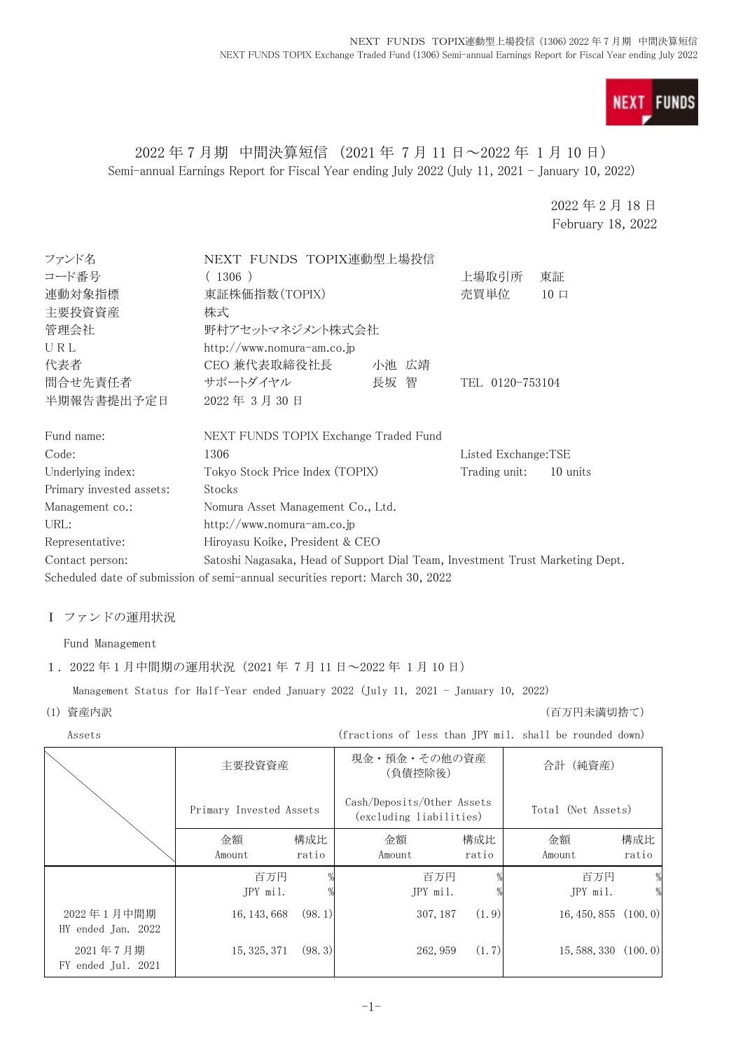# 2022 年 7 月期　中間決算短信（2021 年 7 月 11 日～2022 年 1 月 10 日）

Semi-annual Earnings Report for Fiscal Year ending July 2022 (July 11, 2021 - January 10, 2022)

2022 年 2 月 18 日
February 18, 2022

| | | | |
|---|---|---|---|
| ファンド名 | NEXT FUNDS TOPIX連動型上場投信 | | |
| コード番号 | ( 1306 ) | 上場取引所 | 東証 |
| 連動対象指標 | 東証株価指数(TOPIX) | 売買単位 | 10 口 |
| 主要投資資産 | 株式 | | |
| 管理会社 | 野村アセットマネジメント株式会社 | | |
| URL | http://www.nomura-am.co.jp | | |
| 代表者 | CEO 兼代表取締役社長　小池 広靖 | | |
| 問合せ先責任者 | サポートダイヤル　長坂 智 | TEL | 0120-753104 |
| 半期報告書提出予定日 | 2022 年 3 月 30 日 | | |

| | | | |
|---|---|---|---|
| Fund name: | NEXT FUNDS TOPIX Exchange Traded Fund | | |
| Code: | 1306 | Listed Exchange: | TSE |
| Underlying index: | Tokyo Stock Price Index (TOPIX) | Trading unit: | 10 units |
| Primary invested assets: | Stocks | | |
| Management co.: | Nomura Asset Management Co., Ltd. | | |
| URL: | http://www.nomura-am.co.jp | | |
| Representative: | Hiroyasu Koike, President & CEO | | |
| Contact person: | Satoshi Nagasaka, Head of Support Dial Team, Investment Trust Marketing Dept. | | |

Scheduled date of submission of semi-annual securities report: March 30, 2022

## Ⅰ ファンドの運用状況

Fund Management

### 1．2022 年 1 月中間期の運用状況（2021 年 7 月 11 日～2022 年 1 月 10 日）

Management Status for Half-Year ended January 2022 (July 11, 2021 - January 10, 2022)

(1) 資産内訳　　　　　　　　　　　　　　　　　　　　　　　　　　（百万円未満切捨て）

Assets　　　　　　　　　　　　　　　　　　(fractions of less than JPY mil. shall be rounded down)

| | 主要投資資産 Primary Invested Assets | | 現金・預金・その他の資産（負債控除後） Cash/Deposits/Other Assets (excluding liabilities) | | 合計（純資産） Total (Net Assets) | |
|---|---|---|---|---|---|---|
| | 金額 Amount | 構成比 ratio | 金額 Amount | 構成比 ratio | 金額 Amount | 構成比 ratio |
| | 百万円 JPY mil. | % | 百万円 JPY mil. | % | 百万円 JPY mil. | % |
| 2022 年 1 月中間期 HY ended Jan. 2022 | 16,143,668 | (98.1) | 307,187 | (1.9) | 16,450,855 | (100.0) |
| 2021 年 7 月期 FY ended Jul. 2021 | 15,325,371 | (98.3) | 262,959 | (1.7) | 15,588,330 | (100.0) |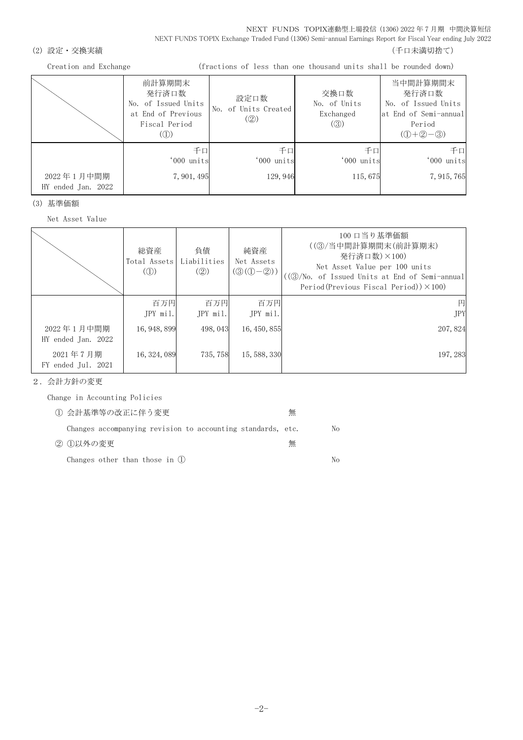(2) 設定・交換実績　　　　　　　　　　　　　　　　　　　　　　　　　　　　　　（千口未満切捨て）

Creation and Exchange　　　　　　(fractions of less than one thousand units shall be rounded down)

| | 前計算期間末<br>発行済口数<br>No. of Issued Units at End of Previous Fiscal Period<br>(①) | 設定口数<br>No. of Units Created<br>(②) | 交換口数<br>No. of Units Exchanged<br>(③) | 当中間計算期間末<br>発行済口数<br>No. of Issued Units at End of Semi-annual Period<br>(①+②−③) |
|---|---|---|---|---|
| | 千口<br>'000 units | 千口<br>'000 units | 千口<br>'000 units | 千口<br>'000 units |
| 2022 年 1 月中間期<br>HY ended Jan. 2022 | 7,901,495 | 129,946 | 115,675 | 7,915,765 |

(3) 基準価額

Net Asset Value

| | 総資産<br>Total Assets<br>(①) | 負債<br>Liabilities<br>(②) | 純資産<br>Net Assets<br>(③(①−②)) | 100 口当り基準価額<br>((③/当中間計算期間末(前計算期末)発行済口数)×100)<br>Net Asset Value per 100 units<br>((③/No. of Issued Units at End of Semi-annual Period(Previous Fiscal Period))×100) |
|---|---|---|---|---|
| | 百万円<br>JPY mil. | 百万円<br>JPY mil. | 百万円<br>JPY mil. | 円<br>JPY |
| 2022 年 1 月中間期<br>HY ended Jan. 2022 | 16,948,899 | 498,043 | 16,450,855 | 207,824 |
| 2021 年 7 月期<br>FY ended Jul. 2021 | 16,324,089 | 735,758 | 15,588,330 | 197,283 |

2．会計方針の変更

Change in Accounting Policies

① 会計基準等の改正に伴う変更　　無

Changes accompanying revision to accounting standards, etc.　　No

② ①以外の変更　　無

Changes other than those in ①　　No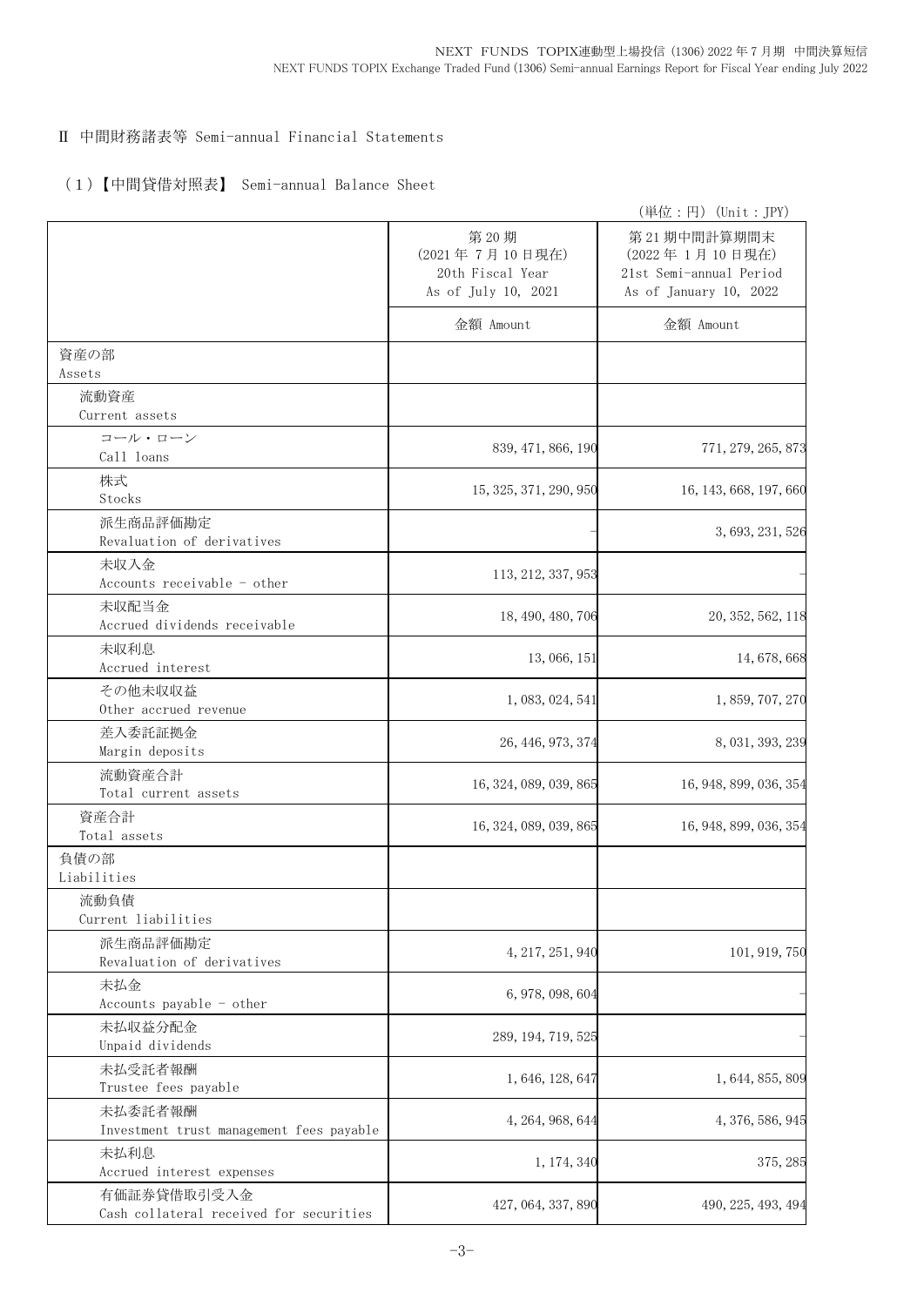## Ⅱ 中間財務諸表等 Semi-annual Financial Statements

### （1）【中間貸借対照表】 Semi-annual Balance Sheet

（単位：円）(Unit：JPY)

| | 第20期<br>(2021年7月10日現在)<br>20th Fiscal Year<br>As of July 10, 2021 | 第21期中間計算期間末<br>(2022年1月10日現在)<br>21st Semi-annual Period<br>As of January 10, 2022 |
|---|---|---|
| | 金額 Amount | 金額 Amount |
| 資産の部<br>Assets | | |
| 流動資産<br>Current assets | | |
| コール・ローン<br>Call loans | 839,471,866,190 | 771,279,265,873 |
| 株式<br>Stocks | 15,325,371,290,950 | 16,143,668,197,660 |
| 派生商品評価勘定<br>Revaluation of derivatives | - | 3,693,231,526 |
| 未収入金<br>Accounts receivable - other | 113,212,337,953 | - |
| 未収配当金<br>Accrued dividends receivable | 18,490,480,706 | 20,352,562,118 |
| 未収利息<br>Accrued interest | 13,066,151 | 14,678,668 |
| その他未収収益<br>Other accrued revenue | 1,083,024,541 | 1,859,707,270 |
| 差入委託証拠金<br>Margin deposits | 26,446,973,374 | 8,031,393,239 |
| 流動資産合計<br>Total current assets | 16,324,089,039,865 | 16,948,899,036,354 |
| 資産合計<br>Total assets | 16,324,089,039,865 | 16,948,899,036,354 |
| 負債の部<br>Liabilities | | |
| 流動負債<br>Current liabilities | | |
| 派生商品評価勘定<br>Revaluation of derivatives | 4,217,251,940 | 101,919,750 |
| 未払金<br>Accounts payable - other | 6,978,098,604 | - |
| 未払収益分配金<br>Unpaid dividends | 289,194,719,525 | - |
| 未払受託者報酬<br>Trustee fees payable | 1,646,128,647 | 1,644,855,809 |
| 未払委託者報酬<br>Investment trust management fees payable | 4,264,968,644 | 4,376,586,945 |
| 未払利息<br>Accrued interest expenses | 1,174,340 | 375,285 |
| 有価証券貸借取引受入金<br>Cash collateral received for securities | 427,064,337,890 | 490,225,493,494 |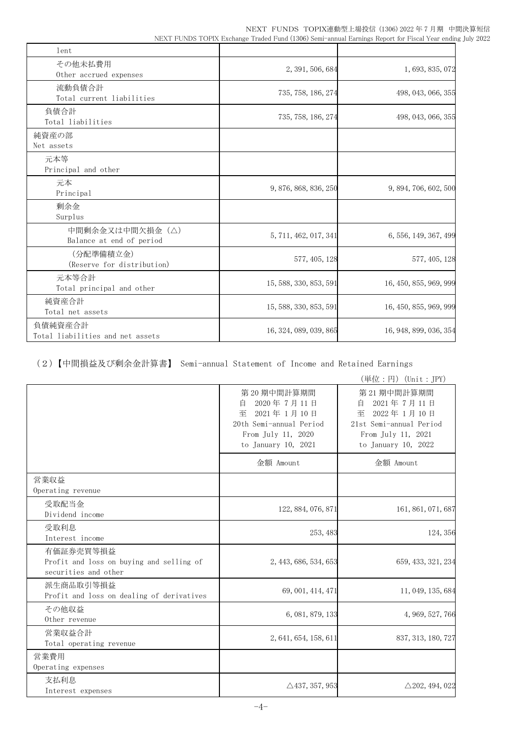| | | |
|---|---|---|
| lent | | |
| その他未払費用<br>Other accrued expenses | 2,391,506,684 | 1,693,835,072 |
| 流動負債合計<br>Total current liabilities | 735,758,186,274 | 498,043,066,355 |
| 負債合計<br>Total liabilities | 735,758,186,274 | 498,043,066,355 |
| 純資産の部<br>Net assets | | |
| 元本等<br>Principal and other | | |
| 元本<br>Principal | 9,876,868,836,250 | 9,894,706,602,500 |
| 剰余金<br>Surplus | | |
| 中間剰余金又は中間欠損金（△）<br>Balance at end of period | 5,711,462,017,341 | 6,556,149,367,499 |
| （分配準備積立金）<br>(Reserve for distribution) | 577,405,128 | 577,405,128 |
| 元本等合計<br>Total principal and other | 15,588,330,853,591 | 16,450,855,969,999 |
| 純資産合計<br>Total net assets | 15,588,330,853,591 | 16,450,855,969,999 |
| 負債純資産合計<br>Total liabilities and net assets | 16,324,089,039,865 | 16,948,899,036,354 |

## （2）【中間損益及び剰余金計算書】 Semi-annual Statement of Income and Retained Earnings

（単位：円）(Unit：JPY)

| | 第20期中間計算期間<br>自 2020年7月11日<br>至 2021年1月10日<br>20th Semi-annual Period<br>From July 11, 2020<br>to January 10, 2021 | 第21期中間計算期間<br>自 2021年7月11日<br>至 2022年1月10日<br>21st Semi-annual Period<br>From July 11, 2021<br>to January 10, 2022 |
|---|---|---|
| | 金額 Amount | 金額 Amount |
| 営業収益<br>Operating revenue | | |
| 受取配当金<br>Dividend income | 122,884,076,871 | 161,861,071,687 |
| 受取利息<br>Interest income | 253,483 | 124,356 |
| 有価証券売買等損益<br>Profit and loss on buying and selling of securities and other | 2,443,686,534,653 | 659,433,321,234 |
| 派生商品取引等損益<br>Profit and loss on dealing of derivatives | 69,001,414,471 | 11,049,135,684 |
| その他収益<br>Other revenue | 6,081,879,133 | 4,969,527,766 |
| 営業収益合計<br>Total operating revenue | 2,641,654,158,611 | 837,313,180,727 |
| 営業費用<br>Operating expenses | | |
| 支払利息<br>Interest expenses | △437,357,953 | △202,494,022 |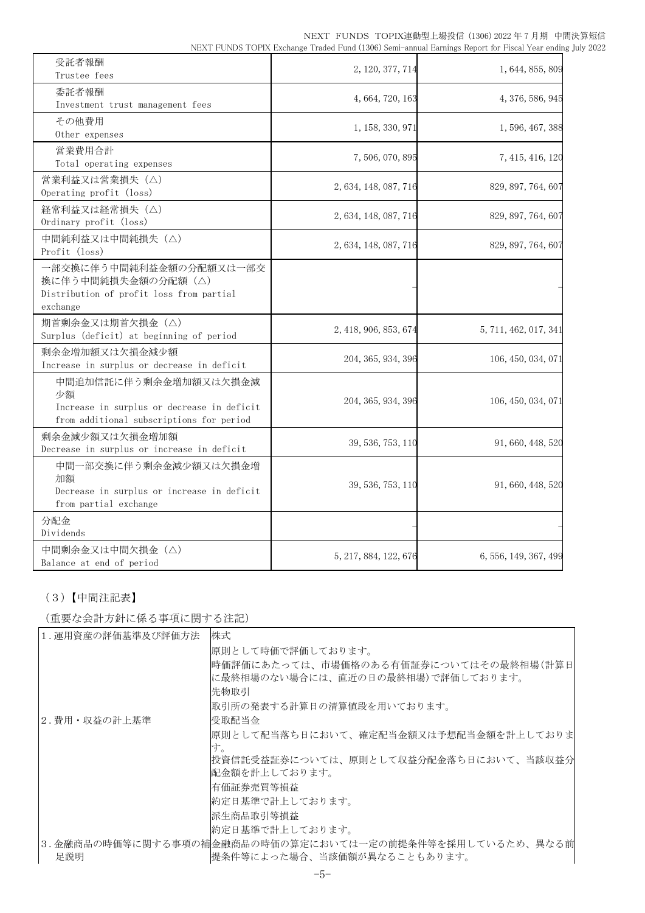| | | |
|---|---|---|
| 受託者報酬<br>Trustee fees | 2, 120, 377, 714 | 1, 644, 855, 809 |
| 委託者報酬<br>Investment trust management fees | 4, 664, 720, 163 | 4, 376, 586, 945 |
| その他費用<br>Other expenses | 1, 158, 330, 971 | 1, 596, 467, 388 |
| 営業費用合計<br>Total operating expenses | 7, 506, 070, 895 | 7, 415, 416, 120 |
| 営業利益又は営業損失（△）<br>Operating profit (loss) | 2, 634, 148, 087, 716 | 829, 897, 764, 607 |
| 経常利益又は経常損失（△）<br>Ordinary profit (loss) | 2, 634, 148, 087, 716 | 829, 897, 764, 607 |
| 中間純利益又は中間純損失（△）<br>Profit (loss) | 2, 634, 148, 087, 716 | 829, 897, 764, 607 |
| 一部交換に伴う中間純利益金額の分配額又は一部交換に伴う中間純損失金額の分配額（△）<br>Distribution of profit loss from partial exchange | – | – |
| 期首剰余金又は期首欠損金（△）<br>Surplus (deficit) at beginning of period | 2, 418, 906, 853, 674 | 5, 711, 462, 017, 341 |
| 剰余金増加額又は欠損金減少額<br>Increase in surplus or decrease in deficit | 204, 365, 934, 396 | 106, 450, 034, 071 |
| 中間追加信託に伴う剰余金増加額又は欠損金減少額<br>Increase in surplus or decrease in deficit from additional subscriptions for period | 204, 365, 934, 396 | 106, 450, 034, 071 |
| 剰余金減少額又は欠損金増加額<br>Decrease in surplus or increase in deficit | 39, 536, 753, 110 | 91, 660, 448, 520 |
| 中間一部交換に伴う剰余金減少額又は欠損金増加額<br>Decrease in surplus or increase in deficit from partial exchange | 39, 536, 753, 110 | 91, 660, 448, 520 |
| 分配金<br>Dividends | – | – |
| 中間剰余金又は中間欠損金（△）<br>Balance at end of period | 5, 217, 884, 122, 676 | 6, 556, 149, 367, 499 |

（3）【中間注記表】

（重要な会計方針に係る事項に関する注記）

| | |
|---|---|
| 1．運用資産の評価基準及び評価方法 | 株式<br>原則として時価で評価しております。<br>時価評価にあたっては、市場価格のある有価証券についてはその最終相場(計算日に最終相場のない場合には、直近の日の最終相場)で評価しております。<br>先物取引<br>取引所の発表する計算日の清算値段を用いております。 |
| 2．費用・収益の計上基準 | 受取配当金<br>原則として配当落ち日において、確定配当金額又は予想配当金額を計上しております。<br>投資信託受益証券については、原則として収益分配金落ち日において、当該収益分配金額を計上しております。<br>有価証券売買等損益<br>約定日基準で計上しております。<br>派生商品取引等損益<br>約定日基準で計上しております。 |
| 3．金融商品の時価等に関する事項の補足説明 | 金融商品の時価の算定においては一定の前提条件等を採用しているため、異なる前提条件等によった場合、当該価額が異なることもあります。 |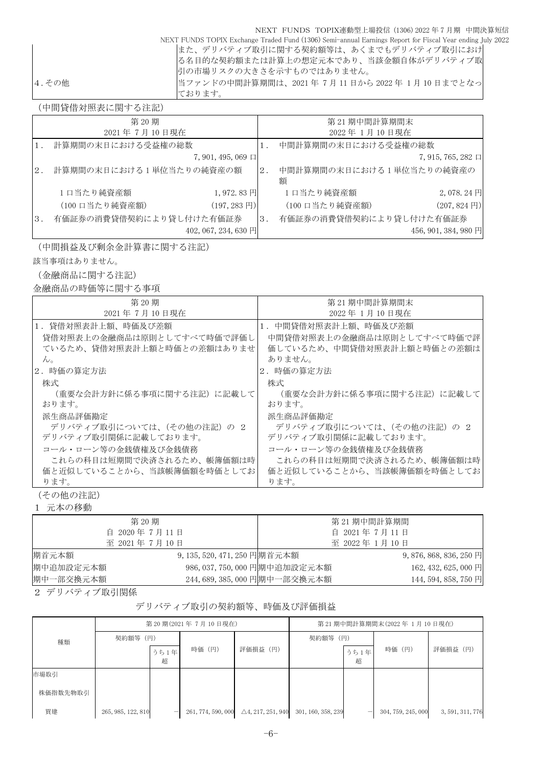| | |
|---|---|
| | また、デリバティブ取引に関する契約額等は、あくまでもデリバティブ取引における名目的な契約額または計算上の想定元本であり、当該金額自体がデリバティブ取引の市場リスクの大きさを示すものではありません。 |
| 4.その他 | 当ファンドの中間計算期間は、2021 年 7 月 11 日から 2022 年 1 月 10 日までとなっております。 |

（中間貸借対照表に関する注記）

| 第 20 期<br>2021 年 7 月 10 日現在 | | 第 21 期中間計算期間末<br>2022 年 1 月 10 日現在 | |
|---|---|---|---|
| 1. 計算期間の末日における受益権の総数 | 7,901,495,069 口 | 1. 中間計算期間の末日における受益権の総数 | 7,915,765,282 口 |
| 2. 計算期間の末日における 1 単位当たりの純資産の額 | | 2. 中間計算期間の末日における 1 単位当たりの純資産の額 | |
| 1 口当たり純資産額 | 1,972.83 円 | 1 口当たり純資産額 | 2,078.24 円 |
| （100 口当たり純資産額） | （197,283 円） | （100 口当たり純資産額） | （207,824 円） |
| 3. 有価証券の消費貸借契約により貸し付けた有価証券 | 402,067,234,630 円 | 3. 有価証券の消費貸借契約により貸し付けた有価証券 | 456,901,384,980 円 |

（中間損益及び剰余金計算書に関する注記）

該当事項はありません。

（金融商品に関する注記）

金融商品の時価等に関する事項

| 第 20 期<br>2021 年 7 月 10 日現在 | 第 21 期中間計算期間末<br>2022 年 1 月 10 日現在 |
|---|---|
| 1．貸借対照表計上額、時価及び差額<br>貸借対照表上の金融商品は原則としてすべて時価で評価しているため、貸借対照表計上額と時価との差額はありません。 | 1．中間貸借対照表計上額、時価及び差額<br>中間貸借対照表上の金融商品は原則としてすべて時価で評価しているため、中間貸借対照表計上額と時価との差額はありません。 |
| 2．時価の算定方法<br>株式<br>（重要な会計方針に係る事項に関する注記）に記載しております。<br>派生商品評価勘定<br>デリバティブ取引については、（その他の注記）の 2 デリバティブ取引関係に記載しております。<br>コール・ローン等の金銭債権及び金銭債務<br>これらの科目は短期間で決済されるため、帳簿価額は時価と近似していることから、当該帳簿価額を時価としております。 | 2．時価の算定方法<br>株式<br>（重要な会計方針に係る事項に関する注記）に記載しております。<br>派生商品評価勘定<br>デリバティブ取引については、（その他の注記）の 2 デリバティブ取引関係に記載しております。<br>コール・ローン等の金銭債権及び金銭債務<br>これらの科目は短期間で決済されるため、帳簿価額は時価と近似していることから、当該帳簿価額を時価としております。 |

（その他の注記）

1 元本の移動

| 第 20 期<br>自 2020 年 7 月 11 日<br>至 2021 年 7 月 10 日 | | 第 21 期中間計算期間<br>自 2021 年 7 月 11 日<br>至 2022 年 1 月 10 日 | |
|---|---|---|---|
| 期首元本額 | 9,135,520,471,250 円 | 期首元本額 | 9,876,868,836,250 円 |
| 期中追加設定元本額 | 986,037,750,000 円 | 期中追加設定元本額 | 162,432,625,000 円 |
| 期中一部交換元本額 | 244,689,385,000 円 | 期中一部交換元本額 | 144,594,858,750 円 |

2 デリバティブ取引関係

デリバティブ取引の契約額等、時価及び評価損益

| 種類 | 第 20 期(2021 年 7 月 10 日現在) | | | | 第 21 期中間計算期間末(2022 年 1 月 10 日現在) | | | |
|---|---|---|---|---|---|---|---|---|
| | 契約額等（円） | うち 1 年超 | 時価（円） | 評価損益（円） | 契約額等（円） | うち 1 年超 | 時価（円） | 評価損益（円） |
| 市場取引 | | | | | | | | |
| 株価指数先物取引 | | | | | | | | |
| 買建 | 265,985,122,810 | － | 261,774,590,000 | △4,217,251,940 | 301,160,358,239 | － | 304,759,245,000 | 3,591,311,776 |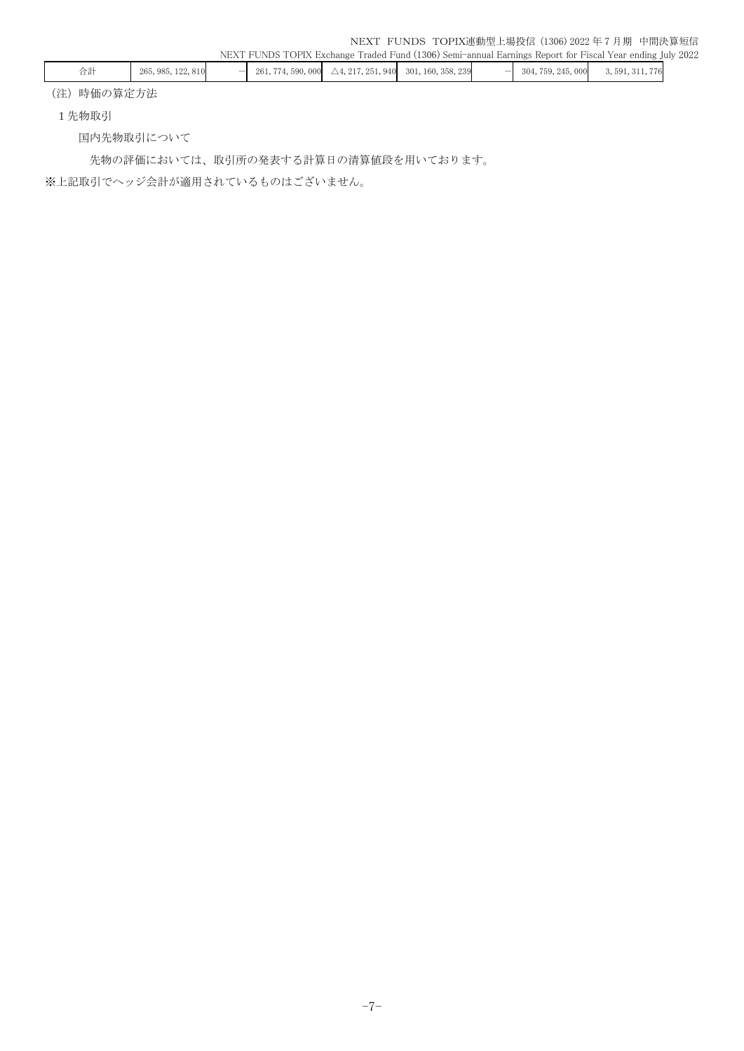| | | | | | | | | |
|---|---|---|---|---|---|---|---|---|
| 合計 | 265, 985, 122, 810 | − | 261, 774, 590, 000 | △4, 217, 251, 940 | 301, 160, 358, 239 | − | 304, 759, 245, 000 | 3, 591, 311, 776 |

（注）時価の算定方法

1 先物取引

国内先物取引について

先物の評価においては、取引所の発表する計算日の清算値段を用いております。

※上記取引でヘッジ会計が適用されているものはございません。